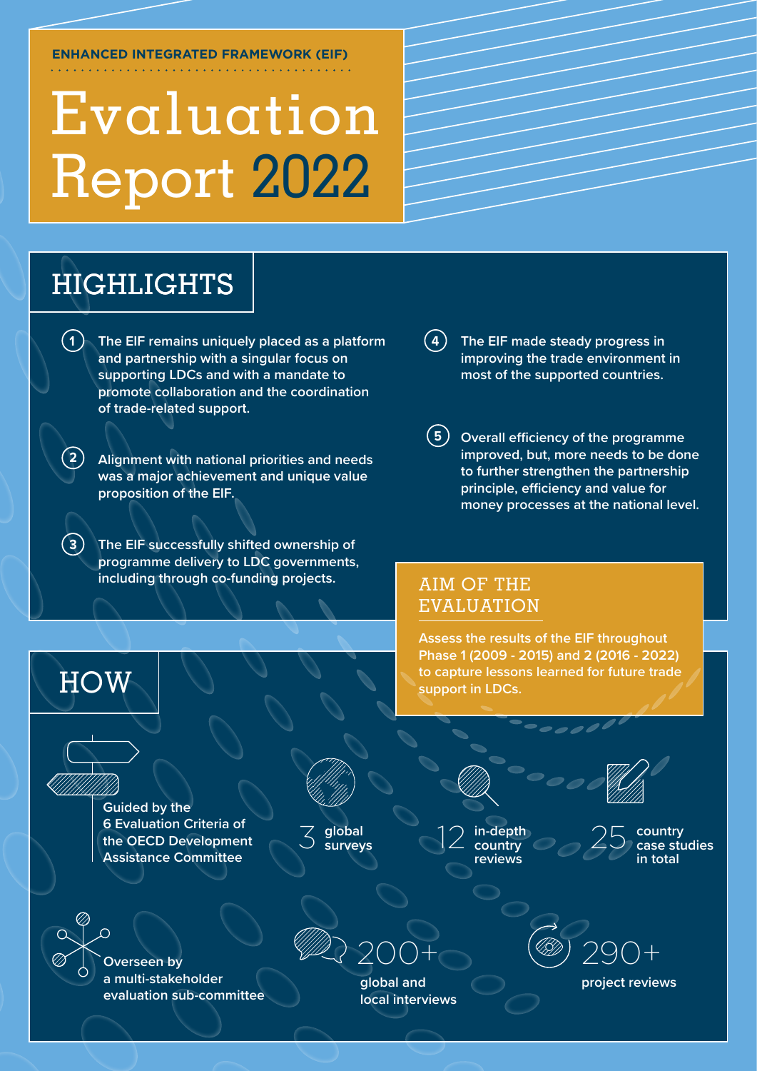ENHANCED INTEGRATED FRAMEWORK (EIF)

# Evaluation Report 2022

## HIGHLIGHTS

1. The EIF remains uniquely placed as a platform and partnership with a singular focus on supporting LDCs and with a mandate to promote collaboration and the coordination of trade-related support.
2. Alignment with national priorities and needs was a major achievement and unique value proposition of the EIF.
3. The EIF successfully shifted ownership of programme delivery to LDC governments, including through co-funding projects.
4. The EIF made steady progress in improving the trade environment in most of the supported countries.
5. Overall efficiency of the programme improved, but, more needs to be done to further strengthen the partnership principle, efficiency and value for money processes at the national level.

## AIM OF THE EVALUATION

Assess the results of the EIF throughout Phase 1 (2009 - 2015) and 2 (2016 - 2022) to capture lessons learned for future trade support in LDCs.

## HOW

- Guided by the 6 Evaluation Criteria of the OECD Development Assistance Committee
- 3 global surveys
- 12 in-depth country reviews
- 25 country case studies in total
- Overseen by a multi-stakeholder evaluation sub-committee
- 200+ global and local interviews
- 290+ project reviews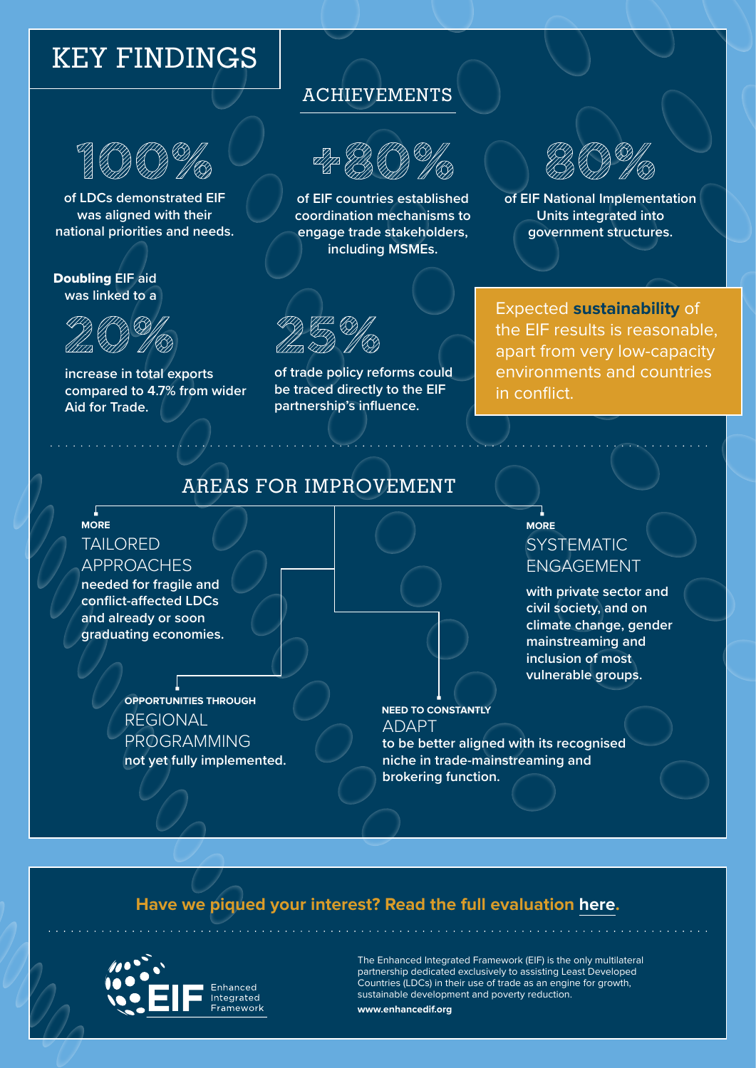# KEY FINDINGS

## ACHIEVEMENTS

**100%**

of LDCs demonstrated EIF was aligned with their national priorities and needs.

**+80%**

of EIF countries established coordination mechanisms to engage trade stakeholders, including MSMEs.

**80%**

of EIF National Implementation Units integrated into government structures.

**Doubling** EIF aid was linked to a

**20%**

increase in total exports compared to 4.7% from wider Aid for Trade.

**25%**

of trade policy reforms could be traced directly to the EIF partnership's influence.

Expected **sustainability** of the EIF results is reasonable, apart from very low-capacity environments and countries in conflict.

## AREAS FOR IMPROVEMENT

**MORE**
TAILORED APPROACHES
needed for fragile and conflict-affected LDCs and already or soon graduating economies.

**MORE**
SYSTEMATIC ENGAGEMENT
with private sector and civil society, and on climate change, gender mainstreaming and inclusion of most vulnerable groups.

**OPPORTUNITIES THROUGH**
REGIONAL PROGRAMMING
not yet fully implemented.

**NEED TO CONSTANTLY**
ADAPT
to be better aligned with its recognised niche in trade-mainstreaming and brokering function.

**Have we piqued your interest? Read the full evaluation here.**

EIF Enhanced Integrated Framework

The Enhanced Integrated Framework (EIF) is the only multilateral partnership dedicated exclusively to assisting Least Developed Countries (LDCs) in their use of trade as an engine for growth, sustainable development and poverty reduction.

**www.enhancedif.org**